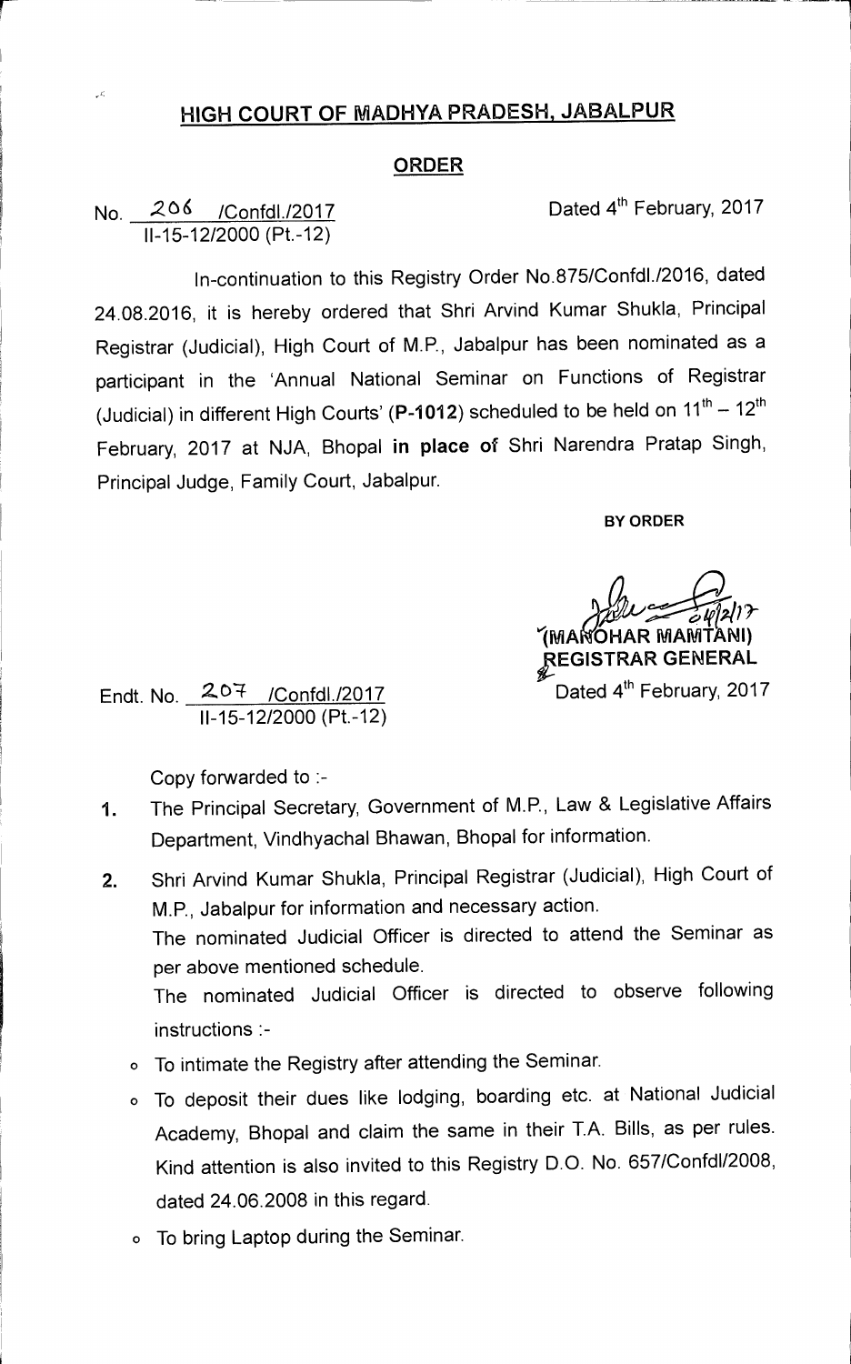# HIGH COURT OF MADHYA PRADESH, JABALPUR

## ORDER

No. 206 /Confdl./2017
II-15-12/2000 (Pt.-12)

Dated 4th February, 2017

In-continuation to this Registry Order No.875/Confdl./2016, dated 24.08.2016, it is hereby ordered that Shri Arvind Kumar Shukla, Principal Registrar (Judicial), High Court of M.P., Jabalpur has been nominated as a participant in the 'Annual National Seminar on Functions of Registrar (Judicial) in different High Courts' (**P-1012**) scheduled to be held on 11th – 12th February, 2017 at NJA, Bhopal **in place of** Shri Narendra Pratap Singh, Principal Judge, Family Court, Jabalpur.

**BY ORDER**

(MANOHAR MAMTANI)
REGISTRAR GENERAL

Endt. No. 207 /Confdl./2017
II-15-12/2000 (Pt.-12)

Dated 4th February, 2017

Copy forwarded to :-

1. The Principal Secretary, Government of M.P., Law & Legislative Affairs Department, Vindhyachal Bhawan, Bhopal for information.
2. Shri Arvind Kumar Shukla, Principal Registrar (Judicial), High Court of M.P., Jabalpur for information and necessary action.
   The nominated Judicial Officer is directed to attend the Seminar as per above mentioned schedule.
   The nominated Judicial Officer is directed to observe following instructions :-
   - To intimate the Registry after attending the Seminar.
   - To deposit their dues like lodging, boarding etc. at National Judicial Academy, Bhopal and claim the same in their T.A. Bills, as per rules. Kind attention is also invited to this Registry D.O. No. 657/Confdl/2008, dated 24.06.2008 in this regard.
   - To bring Laptop during the Seminar.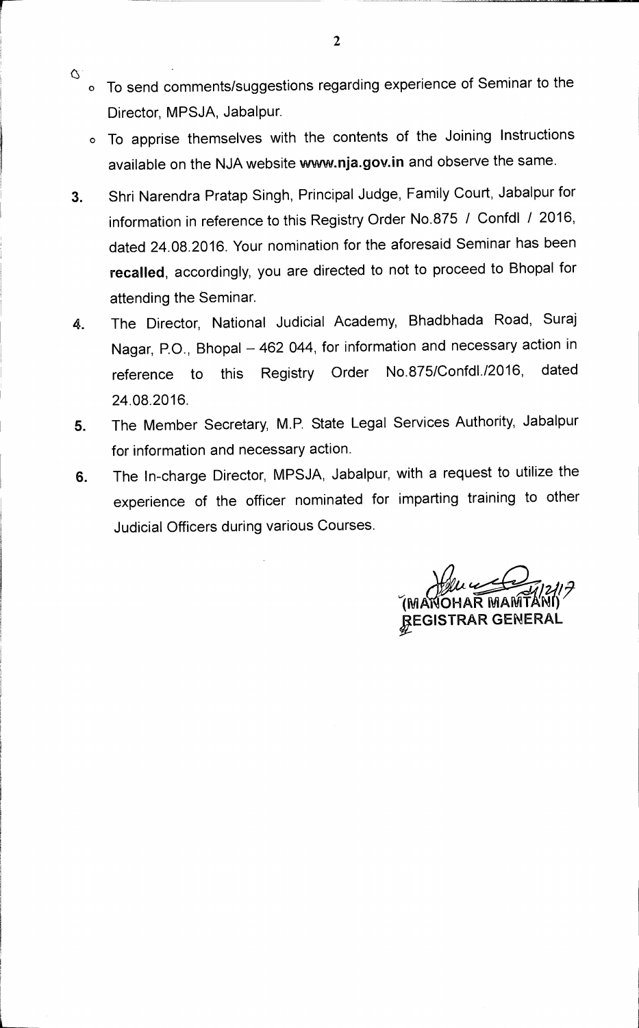- To send comments/suggestions regarding experience of Seminar to the Director, MPSJA, Jabalpur.
- To apprise themselves with the contents of the Joining Instructions available on the NJA website **www.nja.gov.in** and observe the same.

3. Shri Narendra Pratap Singh, Principal Judge, Family Court, Jabalpur for information in reference to this Registry Order No.875 / Confdl / 2016, dated 24.08.2016. Your nomination for the aforesaid Seminar has been **recalled**, accordingly, you are directed to not to proceed to Bhopal for attending the Seminar.
4. The Director, National Judicial Academy, Bhadbhada Road, Suraj Nagar, P.O., Bhopal – 462 044, for information and necessary action in reference to this Registry Order No.875/Confdl./2016, dated 24.08.2016.
5. The Member Secretary, M.P. State Legal Services Authority, Jabalpur for information and necessary action.
6. The In-charge Director, MPSJA, Jabalpur, with a request to utilize the experience of the officer nominated for imparting training to other Judicial Officers during various Courses.

(MANOHAR MAMTANI)
REGISTRAR GENERAL